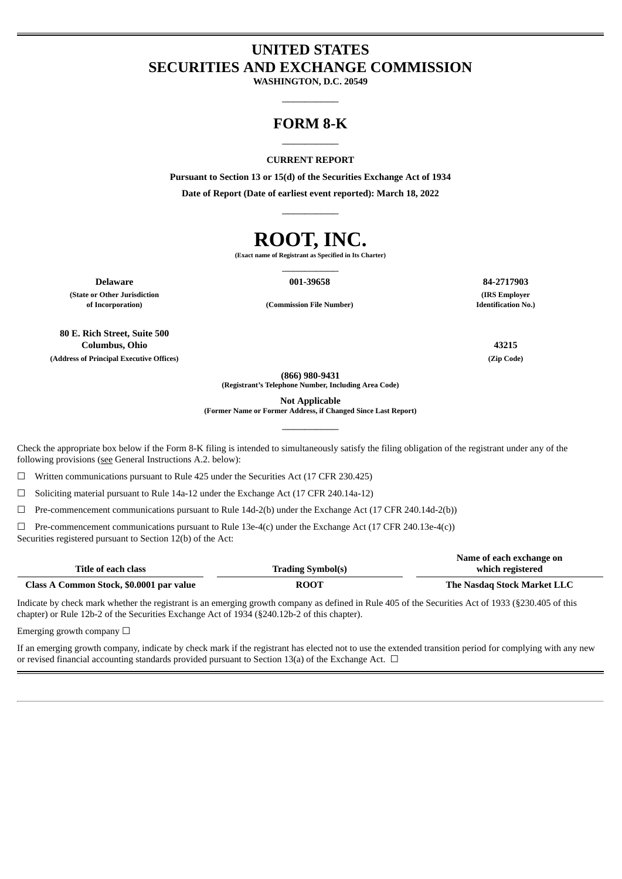# UNITED STATES
# SECURITIES AND EXCHANGE COMMISSION

**WASHINGTON, D.C. 20549**

---

## FORM 8-K

---

**CURRENT REPORT**

**Pursuant to Section 13 or 15(d) of the Securities Exchange Act of 1934**

**Date of Report (Date of earliest event reported): March 18, 2022**

---

# ROOT, INC.

**(Exact name of Registrant as Specified in Its Charter)**

---

| **Delaware** | **001-39658** | **84-2717903** |
|---|---|---|
| **(State or Other Jurisdiction of Incorporation)** | **(Commission File Number)** | **(IRS Employer Identification No.)** |

| **80 E. Rich Street, Suite 500 Columbus, Ohio** | **43215** |
|---|---|
| **(Address of Principal Executive Offices)** | **(Zip Code)** |

**(866) 980-9431**
**(Registrant's Telephone Number, Including Area Code)**

**Not Applicable**
**(Former Name or Former Address, if Changed Since Last Report)**

---

Check the appropriate box below if the Form 8-K filing is intended to simultaneously satisfy the filing obligation of the registrant under any of the following provisions (see General Instructions A.2. below):

☐ Written communications pursuant to Rule 425 under the Securities Act (17 CFR 230.425)

☐ Soliciting material pursuant to Rule 14a-12 under the Exchange Act (17 CFR 240.14a-12)

☐ Pre-commencement communications pursuant to Rule 14d-2(b) under the Exchange Act (17 CFR 240.14d-2(b))

☐ Pre-commencement communications pursuant to Rule 13e-4(c) under the Exchange Act (17 CFR 240.13e-4(c))

Securities registered pursuant to Section 12(b) of the Act:

| Title of each class | Trading Symbol(s) | Name of each exchange on which registered |
|---|---|---|
| **Class A Common Stock, $0.0001 par value** | **ROOT** | **The Nasdaq Stock Market LLC** |

Indicate by check mark whether the registrant is an emerging growth company as defined in Rule 405 of the Securities Act of 1933 (§230.405 of this chapter) or Rule 12b-2 of the Securities Exchange Act of 1934 (§240.12b-2 of this chapter).

Emerging growth company ☐

If an emerging growth company, indicate by check mark if the registrant has elected not to use the extended transition period for complying with any new or revised financial accounting standards provided pursuant to Section 13(a) of the Exchange Act. ☐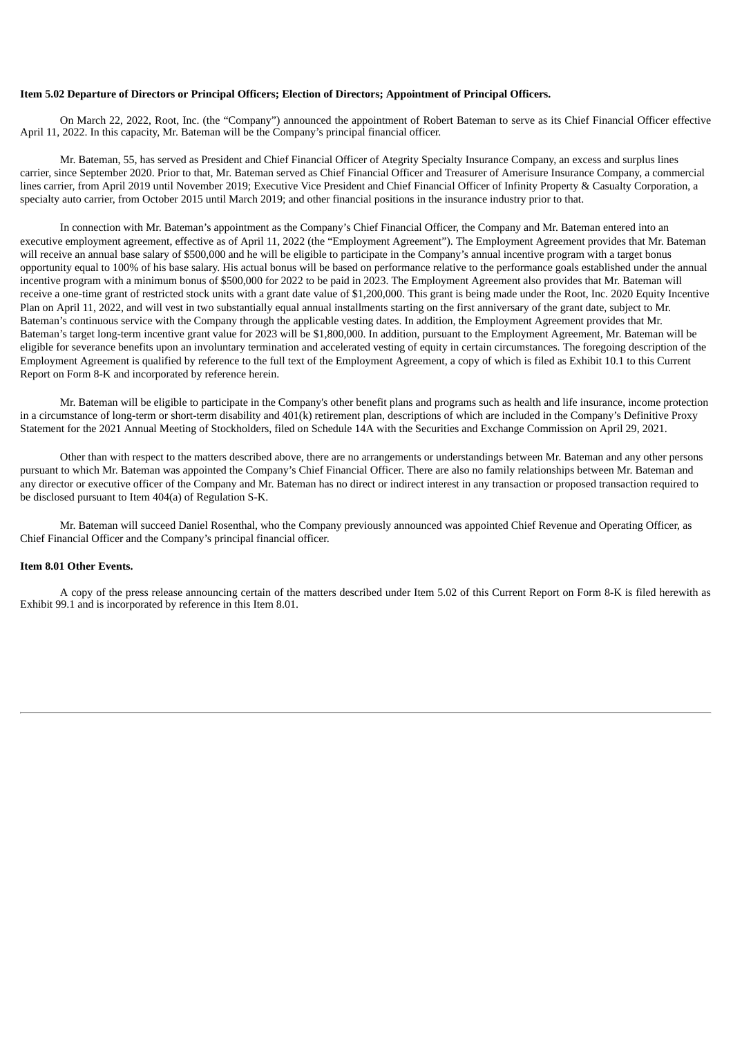**Item 5.02 Departure of Directors or Principal Officers; Election of Directors; Appointment of Principal Officers.**

On March 22, 2022, Root, Inc. (the "Company") announced the appointment of Robert Bateman to serve as its Chief Financial Officer effective April 11, 2022. In this capacity, Mr. Bateman will be the Company's principal financial officer.

Mr. Bateman, 55, has served as President and Chief Financial Officer of Ategrity Specialty Insurance Company, an excess and surplus lines carrier, since September 2020. Prior to that, Mr. Bateman served as Chief Financial Officer and Treasurer of Amerisure Insurance Company, a commercial lines carrier, from April 2019 until November 2019; Executive Vice President and Chief Financial Officer of Infinity Property & Casualty Corporation, a specialty auto carrier, from October 2015 until March 2019; and other financial positions in the insurance industry prior to that.

In connection with Mr. Bateman's appointment as the Company's Chief Financial Officer, the Company and Mr. Bateman entered into an executive employment agreement, effective as of April 11, 2022 (the "Employment Agreement"). The Employment Agreement provides that Mr. Bateman will receive an annual base salary of $500,000 and he will be eligible to participate in the Company's annual incentive program with a target bonus opportunity equal to 100% of his base salary. His actual bonus will be based on performance relative to the performance goals established under the annual incentive program with a minimum bonus of $500,000 for 2022 to be paid in 2023. The Employment Agreement also provides that Mr. Bateman will receive a one-time grant of restricted stock units with a grant date value of $1,200,000. This grant is being made under the Root, Inc. 2020 Equity Incentive Plan on April 11, 2022, and will vest in two substantially equal annual installments starting on the first anniversary of the grant date, subject to Mr. Bateman's continuous service with the Company through the applicable vesting dates. In addition, the Employment Agreement provides that Mr. Bateman's target long-term incentive grant value for 2023 will be $1,800,000. In addition, pursuant to the Employment Agreement, Mr. Bateman will be eligible for severance benefits upon an involuntary termination and accelerated vesting of equity in certain circumstances. The foregoing description of the Employment Agreement is qualified by reference to the full text of the Employment Agreement, a copy of which is filed as Exhibit 10.1 to this Current Report on Form 8-K and incorporated by reference herein.

Mr. Bateman will be eligible to participate in the Company's other benefit plans and programs such as health and life insurance, income protection in a circumstance of long-term or short-term disability and 401(k) retirement plan, descriptions of which are included in the Company's Definitive Proxy Statement for the 2021 Annual Meeting of Stockholders, filed on Schedule 14A with the Securities and Exchange Commission on April 29, 2021.

Other than with respect to the matters described above, there are no arrangements or understandings between Mr. Bateman and any other persons pursuant to which Mr. Bateman was appointed the Company's Chief Financial Officer. There are also no family relationships between Mr. Bateman and any director or executive officer of the Company and Mr. Bateman has no direct or indirect interest in any transaction or proposed transaction required to be disclosed pursuant to Item 404(a) of Regulation S-K.

Mr. Bateman will succeed Daniel Rosenthal, who the Company previously announced was appointed Chief Revenue and Operating Officer, as Chief Financial Officer and the Company's principal financial officer.

**Item 8.01 Other Events.**

A copy of the press release announcing certain of the matters described under Item 5.02 of this Current Report on Form 8-K is filed herewith as Exhibit 99.1 and is incorporated by reference in this Item 8.01.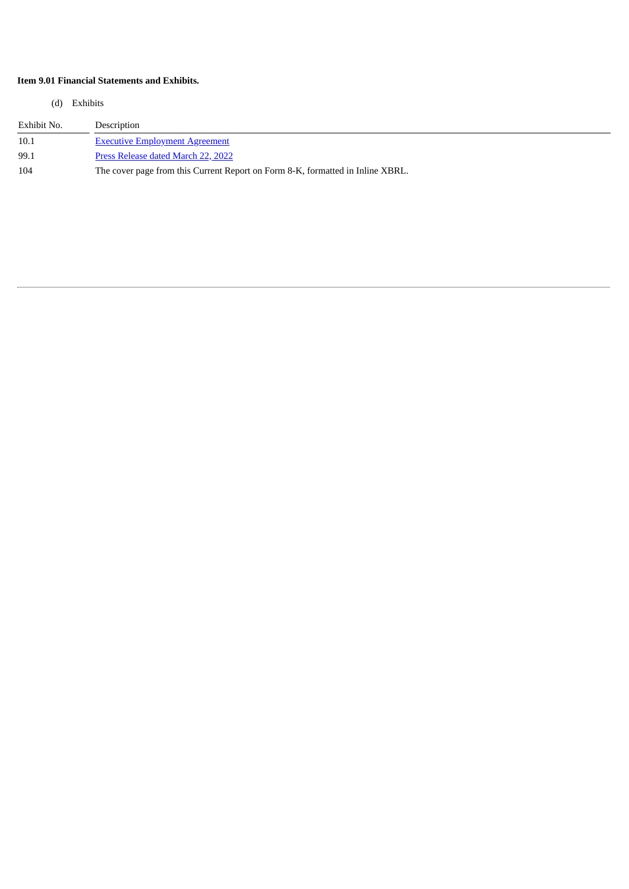**Item 9.01 Financial Statements and Exhibits.**

(d) Exhibits

| Exhibit No. | Description |
| --- | --- |
| 10.1 | Executive Employment Agreement |
| 99.1 | Press Release dated March 22, 2022 |
| 104 | The cover page from this Current Report on Form 8-K, formatted in Inline XBRL. |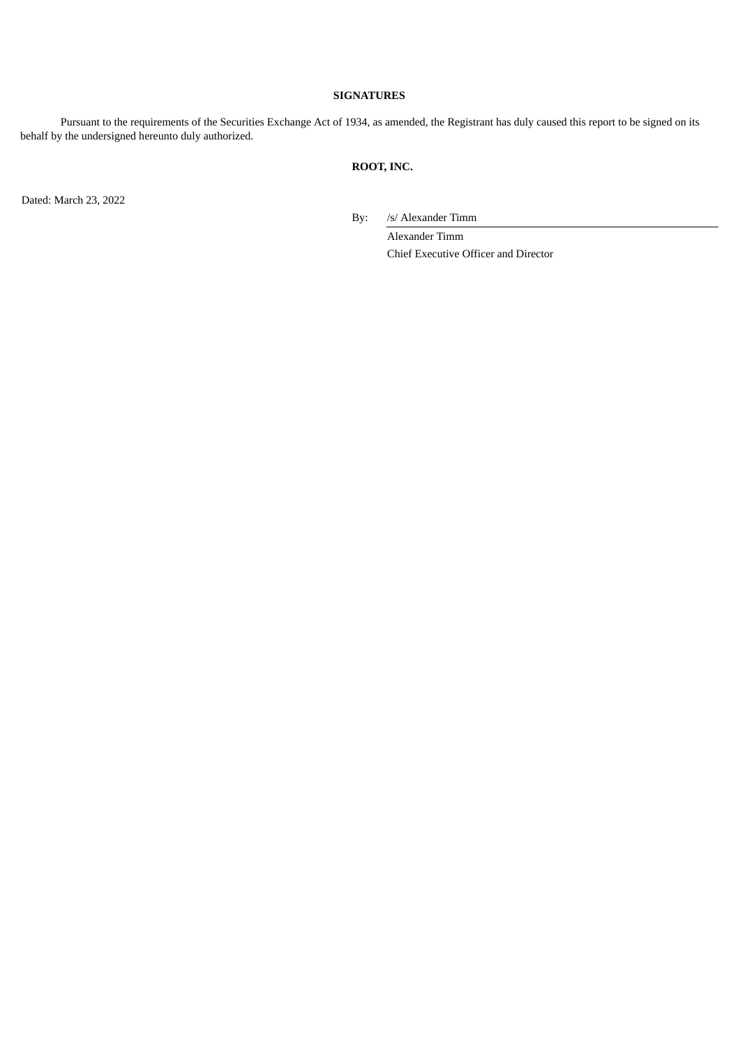## SIGNATURES

Pursuant to the requirements of the Securities Exchange Act of 1934, as amended, the Registrant has duly caused this report to be signed on its behalf by the undersigned hereunto duly authorized.

**ROOT, INC.**

Dated: March 23, 2022

By: /s/ Alexander Timm

Alexander Timm

Chief Executive Officer and Director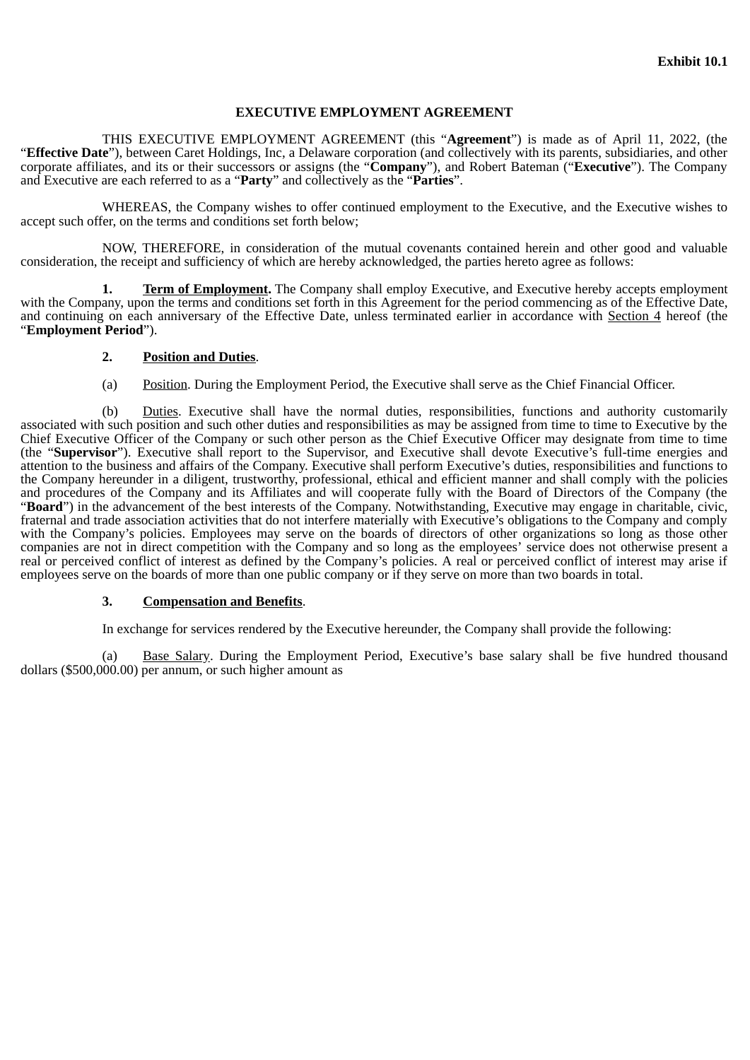Exhibit 10.1

**EXECUTIVE EMPLOYMENT AGREEMENT**

THIS EXECUTIVE EMPLOYMENT AGREEMENT (this "**Agreement**") is made as of April 11, 2022, (the "**Effective Date**"), between Caret Holdings, Inc, a Delaware corporation (and collectively with its parents, subsidiaries, and other corporate affiliates, and its or their successors or assigns (the "**Company**"), and Robert Bateman ("**Executive**"). The Company and Executive are each referred to as a "**Party**" and collectively as the "**Parties**".

WHEREAS, the Company wishes to offer continued employment to the Executive, and the Executive wishes to accept such offer, on the terms and conditions set forth below;

NOW, THEREFORE, in consideration of the mutual covenants contained herein and other good and valuable consideration, the receipt and sufficiency of which are hereby acknowledged, the parties hereto agree as follows:

**1. Term of Employment.** The Company shall employ Executive, and Executive hereby accepts employment with the Company, upon the terms and conditions set forth in this Agreement for the period commencing as of the Effective Date, and continuing on each anniversary of the Effective Date, unless terminated earlier in accordance with Section 4 hereof (the "**Employment Period**").

**2. Position and Duties**.

(a) Position. During the Employment Period, the Executive shall serve as the Chief Financial Officer.

(b) Duties. Executive shall have the normal duties, responsibilities, functions and authority customarily associated with such position and such other duties and responsibilities as may be assigned from time to time to Executive by the Chief Executive Officer of the Company or such other person as the Chief Executive Officer may designate from time to time (the "**Supervisor**"). Executive shall report to the Supervisor, and Executive shall devote Executive's full-time energies and attention to the business and affairs of the Company. Executive shall perform Executive's duties, responsibilities and functions to the Company hereunder in a diligent, trustworthy, professional, ethical and efficient manner and shall comply with the policies and procedures of the Company and its Affiliates and will cooperate fully with the Board of Directors of the Company (the "**Board**") in the advancement of the best interests of the Company. Notwithstanding, Executive may engage in charitable, civic, fraternal and trade association activities that do not interfere materially with Executive's obligations to the Company and comply with the Company's policies. Employees may serve on the boards of directors of other organizations so long as those other companies are not in direct competition with the Company and so long as the employees' service does not otherwise present a real or perceived conflict of interest as defined by the Company's policies. A real or perceived conflict of interest may arise if employees serve on the boards of more than one public company or if they serve on more than two boards in total.

**3. Compensation and Benefits**.

In exchange for services rendered by the Executive hereunder, the Company shall provide the following:

(a) Base Salary. During the Employment Period, Executive's base salary shall be five hundred thousand dollars ($500,000.00) per annum, or such higher amount as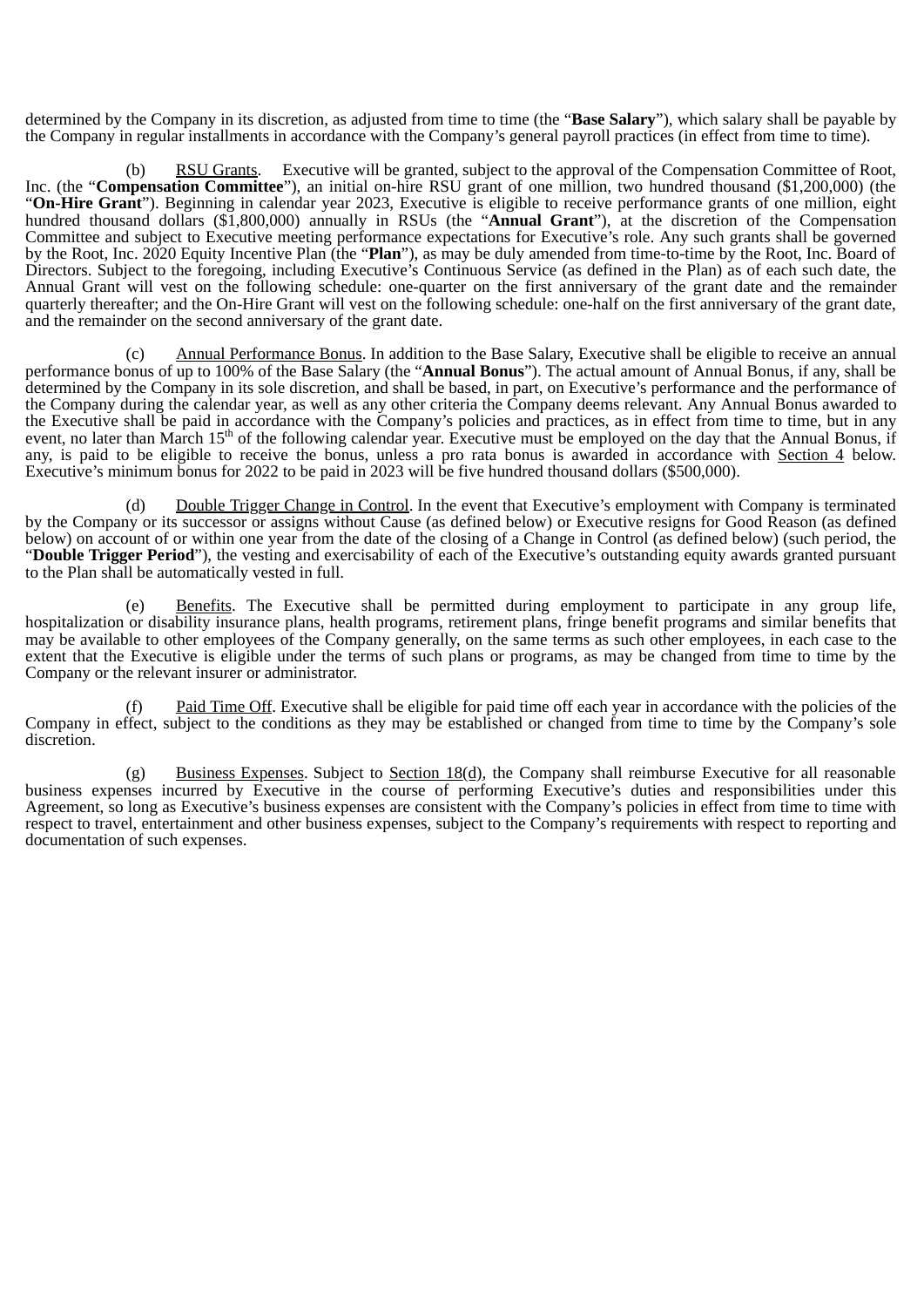determined by the Company in its discretion, as adjusted from time to time (the "**Base Salary**"), which salary shall be payable by the Company in regular installments in accordance with the Company's general payroll practices (in effect from time to time).

(b) RSU Grants. Executive will be granted, subject to the approval of the Compensation Committee of Root, Inc. (the "**Compensation Committee**"), an initial on-hire RSU grant of one million, two hundred thousand ($1,200,000) (the "**On-Hire Grant**"). Beginning in calendar year 2023, Executive is eligible to receive performance grants of one million, eight hundred thousand dollars ($1,800,000) annually in RSUs (the "**Annual Grant**"), at the discretion of the Compensation Committee and subject to Executive meeting performance expectations for Executive's role. Any such grants shall be governed by the Root, Inc. 2020 Equity Incentive Plan (the "**Plan**"), as may be duly amended from time-to-time by the Root, Inc. Board of Directors. Subject to the foregoing, including Executive's Continuous Service (as defined in the Plan) as of each such date, the Annual Grant will vest on the following schedule: one-quarter on the first anniversary of the grant date and the remainder quarterly thereafter; and the On-Hire Grant will vest on the following schedule: one-half on the first anniversary of the grant date, and the remainder on the second anniversary of the grant date.

(c) Annual Performance Bonus. In addition to the Base Salary, Executive shall be eligible to receive an annual performance bonus of up to 100% of the Base Salary (the "**Annual Bonus**"). The actual amount of Annual Bonus, if any, shall be determined by the Company in its sole discretion, and shall be based, in part, on Executive's performance and the performance of the Company during the calendar year, as well as any other criteria the Company deems relevant. Any Annual Bonus awarded to the Executive shall be paid in accordance with the Company's policies and practices, as in effect from time to time, but in any event, no later than March 15th of the following calendar year. Executive must be employed on the day that the Annual Bonus, if any, is paid to be eligible to receive the bonus, unless a pro rata bonus is awarded in accordance with Section 4 below. Executive's minimum bonus for 2022 to be paid in 2023 will be five hundred thousand dollars ($500,000).

(d) Double Trigger Change in Control. In the event that Executive's employment with Company is terminated by the Company or its successor or assigns without Cause (as defined below) or Executive resigns for Good Reason (as defined below) on account of or within one year from the date of the closing of a Change in Control (as defined below) (such period, the "**Double Trigger Period**"), the vesting and exercisability of each of the Executive's outstanding equity awards granted pursuant to the Plan shall be automatically vested in full.

(e) Benefits. The Executive shall be permitted during employment to participate in any group life, hospitalization or disability insurance plans, health programs, retirement plans, fringe benefit programs and similar benefits that may be available to other employees of the Company generally, on the same terms as such other employees, in each case to the extent that the Executive is eligible under the terms of such plans or programs, as may be changed from time to time by the Company or the relevant insurer or administrator.

(f) Paid Time Off. Executive shall be eligible for paid time off each year in accordance with the policies of the Company in effect, subject to the conditions as they may be established or changed from time to time by the Company's sole discretion.

(g) Business Expenses. Subject to Section 18(d), the Company shall reimburse Executive for all reasonable business expenses incurred by Executive in the course of performing Executive's duties and responsibilities under this Agreement, so long as Executive's business expenses are consistent with the Company's policies in effect from time to time with respect to travel, entertainment and other business expenses, subject to the Company's requirements with respect to reporting and documentation of such expenses.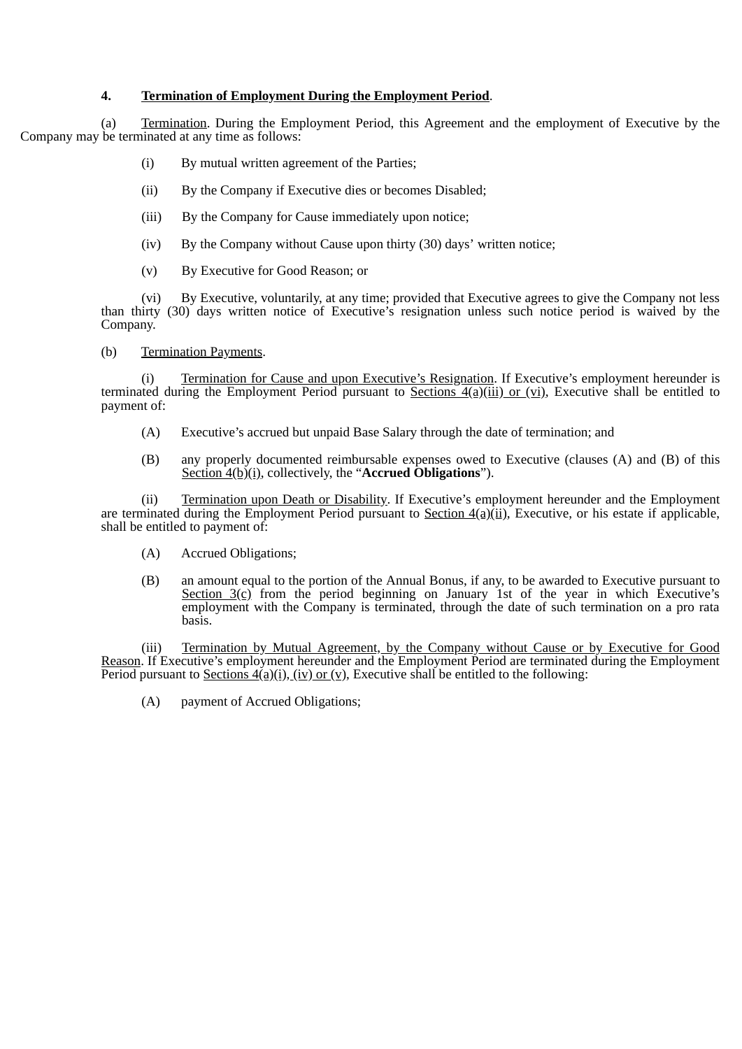**4. Termination of Employment During the Employment Period.**

(a) Termination. During the Employment Period, this Agreement and the employment of Executive by the Company may be terminated at any time as follows:

(i) By mutual written agreement of the Parties;

(ii) By the Company if Executive dies or becomes Disabled;

(iii) By the Company for Cause immediately upon notice;

(iv) By the Company without Cause upon thirty (30) days' written notice;

(v) By Executive for Good Reason; or

(vi) By Executive, voluntarily, at any time; provided that Executive agrees to give the Company not less than thirty (30) days written notice of Executive's resignation unless such notice period is waived by the Company.

(b) Termination Payments.

(i) Termination for Cause and upon Executive's Resignation. If Executive's employment hereunder is terminated during the Employment Period pursuant to Sections 4(a)(iii) or (vi), Executive shall be entitled to payment of:

(A) Executive's accrued but unpaid Base Salary through the date of termination; and

(B) any properly documented reimbursable expenses owed to Executive (clauses (A) and (B) of this Section 4(b)(i), collectively, the "**Accrued Obligations**").

(ii) Termination upon Death or Disability. If Executive's employment hereunder and the Employment are terminated during the Employment Period pursuant to Section 4(a)(ii), Executive, or his estate if applicable, shall be entitled to payment of:

(A) Accrued Obligations;

(B) an amount equal to the portion of the Annual Bonus, if any, to be awarded to Executive pursuant to Section 3(c) from the period beginning on January 1st of the year in which Executive's employment with the Company is terminated, through the date of such termination on a pro rata basis.

(iii) Termination by Mutual Agreement, by the Company without Cause or by Executive for Good Reason. If Executive's employment hereunder and the Employment Period are terminated during the Employment Period pursuant to Sections 4(a)(i), (iv) or (v), Executive shall be entitled to the following:

(A) payment of Accrued Obligations;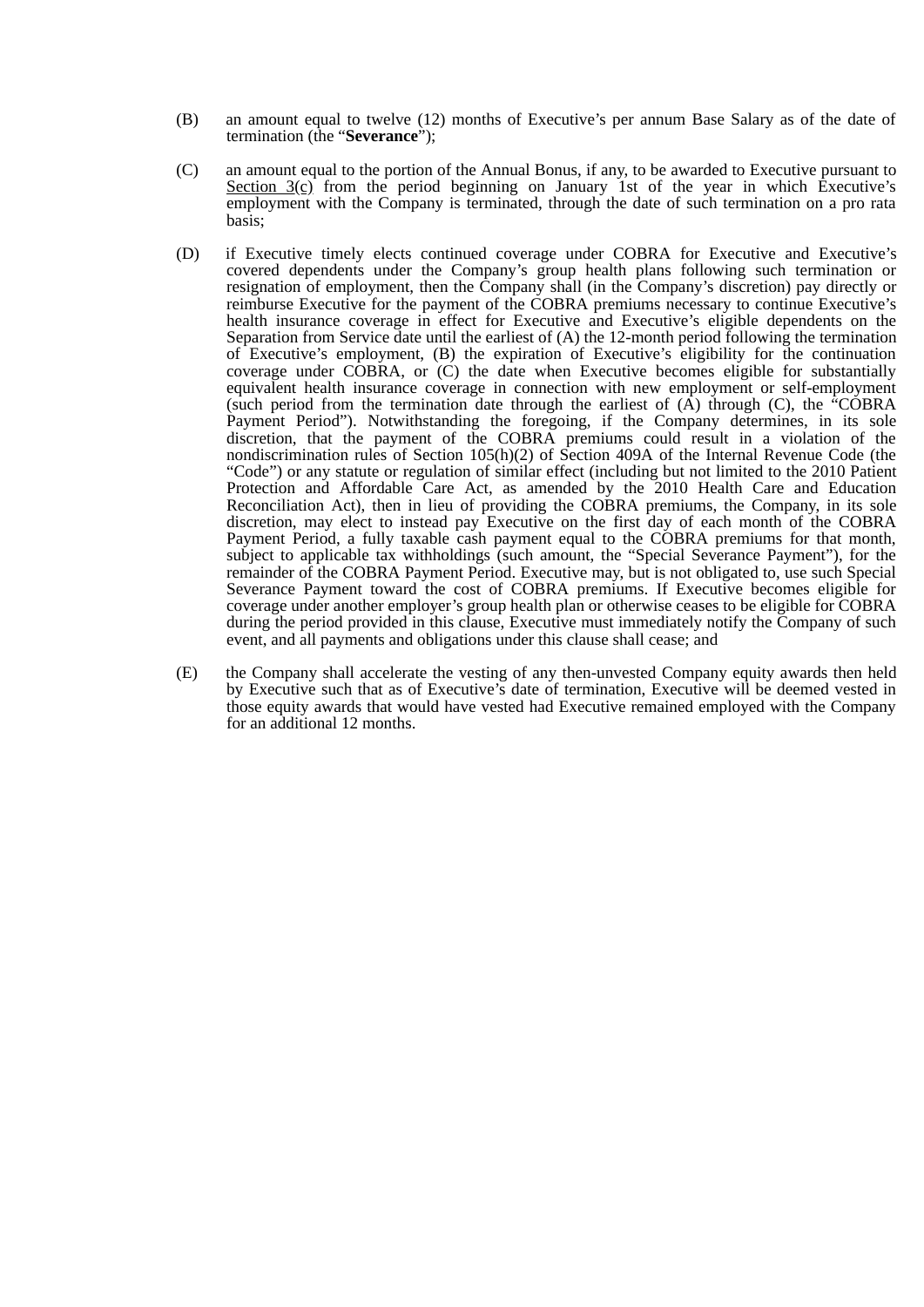(B) an amount equal to twelve (12) months of Executive's per annum Base Salary as of the date of termination (the "**Severance**");

(C) an amount equal to the portion of the Annual Bonus, if any, to be awarded to Executive pursuant to Section 3(c) from the period beginning on January 1st of the year in which Executive's employment with the Company is terminated, through the date of such termination on a pro rata basis;

(D) if Executive timely elects continued coverage under COBRA for Executive and Executive's covered dependents under the Company's group health plans following such termination or resignation of employment, then the Company shall (in the Company's discretion) pay directly or reimburse Executive for the payment of the COBRA premiums necessary to continue Executive's health insurance coverage in effect for Executive and Executive's eligible dependents on the Separation from Service date until the earliest of (A) the 12-month period following the termination of Executive's employment, (B) the expiration of Executive's eligibility for the continuation coverage under COBRA, or (C) the date when Executive becomes eligible for substantially equivalent health insurance coverage in connection with new employment or self-employment (such period from the termination date through the earliest of (A) through (C), the "COBRA Payment Period"). Notwithstanding the foregoing, if the Company determines, in its sole discretion, that the payment of the COBRA premiums could result in a violation of the nondiscrimination rules of Section 105(h)(2) of Section 409A of the Internal Revenue Code (the "Code") or any statute or regulation of similar effect (including but not limited to the 2010 Patient Protection and Affordable Care Act, as amended by the 2010 Health Care and Education Reconciliation Act), then in lieu of providing the COBRA premiums, the Company, in its sole discretion, may elect to instead pay Executive on the first day of each month of the COBRA Payment Period, a fully taxable cash payment equal to the COBRA premiums for that month, subject to applicable tax withholdings (such amount, the "Special Severance Payment"), for the remainder of the COBRA Payment Period. Executive may, but is not obligated to, use such Special Severance Payment toward the cost of COBRA premiums. If Executive becomes eligible for coverage under another employer's group health plan or otherwise ceases to be eligible for COBRA during the period provided in this clause, Executive must immediately notify the Company of such event, and all payments and obligations under this clause shall cease; and

(E) the Company shall accelerate the vesting of any then-unvested Company equity awards then held by Executive such that as of Executive's date of termination, Executive will be deemed vested in those equity awards that would have vested had Executive remained employed with the Company for an additional 12 months.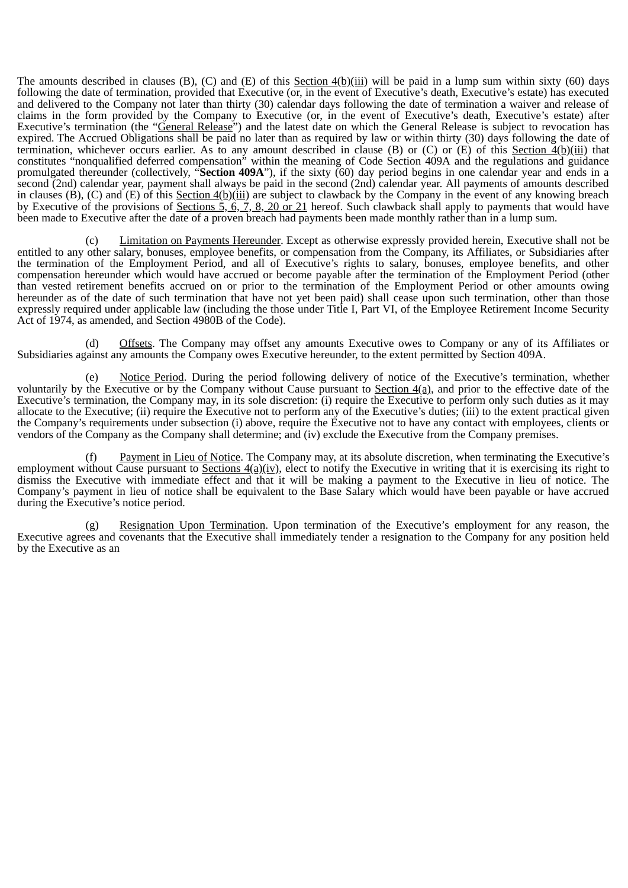The amounts described in clauses (B), (C) and (E) of this Section 4(b)(iii) will be paid in a lump sum within sixty (60) days following the date of termination, provided that Executive (or, in the event of Executive's death, Executive's estate) has executed and delivered to the Company not later than thirty (30) calendar days following the date of termination a waiver and release of claims in the form provided by the Company to Executive (or, in the event of Executive's death, Executive's estate) after Executive's termination (the "General Release") and the latest date on which the General Release is subject to revocation has expired. The Accrued Obligations shall be paid no later than as required by law or within thirty (30) days following the date of termination, whichever occurs earlier. As to any amount described in clause (B) or (C) or (E) of this Section 4(b)(iii) that constitutes "nonqualified deferred compensation" within the meaning of Code Section 409A and the regulations and guidance promulgated thereunder (collectively, "**Section 409A**"), if the sixty (60) day period begins in one calendar year and ends in a second (2nd) calendar year, payment shall always be paid in the second (2nd) calendar year. All payments of amounts described in clauses (B), (C) and (E) of this Section 4(b)(iii) are subject to clawback by the Company in the event of any knowing breach by Executive of the provisions of Sections 5, 6, 7, 8, 20 or 21 hereof. Such clawback shall apply to payments that would have been made to Executive after the date of a proven breach had payments been made monthly rather than in a lump sum.

(c) Limitation on Payments Hereunder. Except as otherwise expressly provided herein, Executive shall not be entitled to any other salary, bonuses, employee benefits, or compensation from the Company, its Affiliates, or Subsidiaries after the termination of the Employment Period, and all of Executive's rights to salary, bonuses, employee benefits, and other compensation hereunder which would have accrued or become payable after the termination of the Employment Period (other than vested retirement benefits accrued on or prior to the termination of the Employment Period or other amounts owing hereunder as of the date of such termination that have not yet been paid) shall cease upon such termination, other than those expressly required under applicable law (including the those under Title I, Part VI, of the Employee Retirement Income Security Act of 1974, as amended, and Section 4980B of the Code).

(d) Offsets. The Company may offset any amounts Executive owes to Company or any of its Affiliates or Subsidiaries against any amounts the Company owes Executive hereunder, to the extent permitted by Section 409A.

(e) Notice Period. During the period following delivery of notice of the Executive's termination, whether voluntarily by the Executive or by the Company without Cause pursuant to Section 4(a), and prior to the effective date of the Executive's termination, the Company may, in its sole discretion: (i) require the Executive to perform only such duties as it may allocate to the Executive; (ii) require the Executive not to perform any of the Executive's duties; (iii) to the extent practical given the Company's requirements under subsection (i) above, require the Executive not to have any contact with employees, clients or vendors of the Company as the Company shall determine; and (iv) exclude the Executive from the Company premises.

(f) Payment in Lieu of Notice. The Company may, at its absolute discretion, when terminating the Executive's employment without Cause pursuant to Sections 4(a)(iv), elect to notify the Executive in writing that it is exercising its right to dismiss the Executive with immediate effect and that it will be making a payment to the Executive in lieu of notice. The Company's payment in lieu of notice shall be equivalent to the Base Salary which would have been payable or have accrued during the Executive's notice period.

(g) Resignation Upon Termination. Upon termination of the Executive's employment for any reason, the Executive agrees and covenants that the Executive shall immediately tender a resignation to the Company for any position held by the Executive as an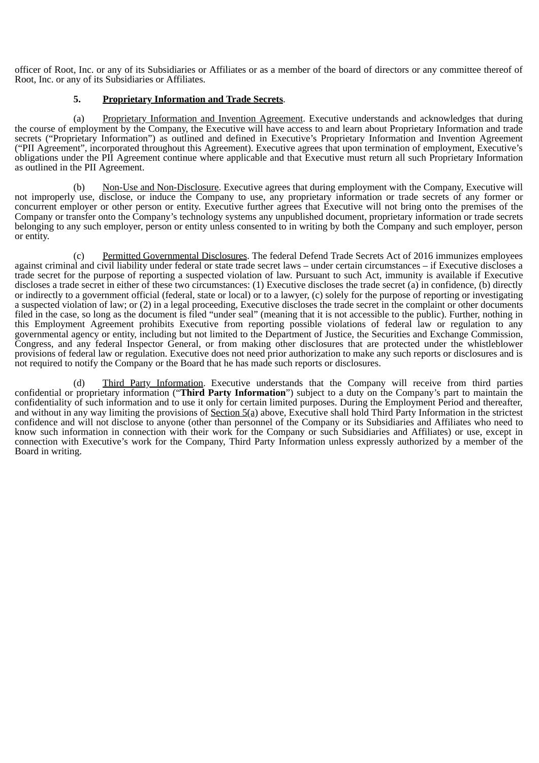officer of Root, Inc. or any of its Subsidiaries or Affiliates or as a member of the board of directors or any committee thereof of Root, Inc. or any of its Subsidiaries or Affiliates.

**5. Proprietary Information and Trade Secrets**.

(a) Proprietary Information and Invention Agreement. Executive understands and acknowledges that during the course of employment by the Company, the Executive will have access to and learn about Proprietary Information and trade secrets ("Proprietary Information") as outlined and defined in Executive's Proprietary Information and Invention Agreement ("PII Agreement", incorporated throughout this Agreement). Executive agrees that upon termination of employment, Executive's obligations under the PII Agreement continue where applicable and that Executive must return all such Proprietary Information as outlined in the PII Agreement.

(b) Non-Use and Non-Disclosure. Executive agrees that during employment with the Company, Executive will not improperly use, disclose, or induce the Company to use, any proprietary information or trade secrets of any former or concurrent employer or other person or entity. Executive further agrees that Executive will not bring onto the premises of the Company or transfer onto the Company's technology systems any unpublished document, proprietary information or trade secrets belonging to any such employer, person or entity unless consented to in writing by both the Company and such employer, person or entity.

(c) Permitted Governmental Disclosures. The federal Defend Trade Secrets Act of 2016 immunizes employees against criminal and civil liability under federal or state trade secret laws – under certain circumstances – if Executive discloses a trade secret for the purpose of reporting a suspected violation of law. Pursuant to such Act, immunity is available if Executive discloses a trade secret in either of these two circumstances: (1) Executive discloses the trade secret (a) in confidence, (b) directly or indirectly to a government official (federal, state or local) or to a lawyer, (c) solely for the purpose of reporting or investigating a suspected violation of law; or (2) in a legal proceeding, Executive discloses the trade secret in the complaint or other documents filed in the case, so long as the document is filed "under seal" (meaning that it is not accessible to the public). Further, nothing in this Employment Agreement prohibits Executive from reporting possible violations of federal law or regulation to any governmental agency or entity, including but not limited to the Department of Justice, the Securities and Exchange Commission, Congress, and any federal Inspector General, or from making other disclosures that are protected under the whistleblower provisions of federal law or regulation. Executive does not need prior authorization to make any such reports or disclosures and is not required to notify the Company or the Board that he has made such reports or disclosures.

(d) Third Party Information. Executive understands that the Company will receive from third parties confidential or proprietary information ("**Third Party Information**") subject to a duty on the Company's part to maintain the confidentiality of such information and to use it only for certain limited purposes. During the Employment Period and thereafter, and without in any way limiting the provisions of Section 5(a) above, Executive shall hold Third Party Information in the strictest confidence and will not disclose to anyone (other than personnel of the Company or its Subsidiaries and Affiliates who need to know such information in connection with their work for the Company or such Subsidiaries and Affiliates) or use, except in connection with Executive's work for the Company, Third Party Information unless expressly authorized by a member of the Board in writing.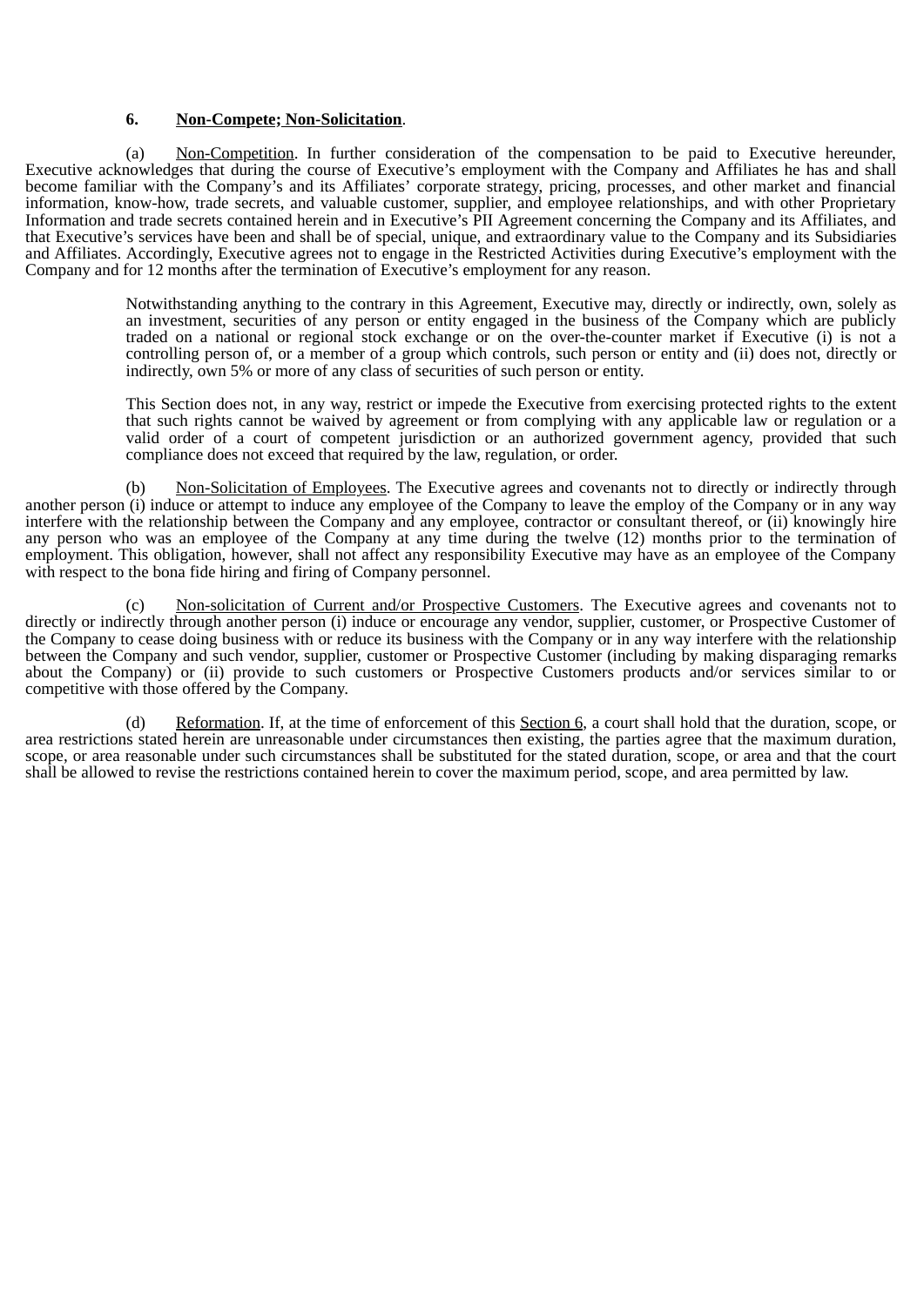**6. Non-Compete; Non-Solicitation.**

(a) Non-Competition. In further consideration of the compensation to be paid to Executive hereunder, Executive acknowledges that during the course of Executive's employment with the Company and Affiliates he has and shall become familiar with the Company's and its Affiliates' corporate strategy, pricing, processes, and other market and financial information, know-how, trade secrets, and valuable customer, supplier, and employee relationships, and with other Proprietary Information and trade secrets contained herein and in Executive's PII Agreement concerning the Company and its Affiliates, and that Executive's services have been and shall be of special, unique, and extraordinary value to the Company and its Subsidiaries and Affiliates. Accordingly, Executive agrees not to engage in the Restricted Activities during Executive's employment with the Company and for 12 months after the termination of Executive's employment for any reason.

Notwithstanding anything to the contrary in this Agreement, Executive may, directly or indirectly, own, solely as an investment, securities of any person or entity engaged in the business of the Company which are publicly traded on a national or regional stock exchange or on the over-the-counter market if Executive (i) is not a controlling person of, or a member of a group which controls, such person or entity and (ii) does not, directly or indirectly, own 5% or more of any class of securities of such person or entity.

This Section does not, in any way, restrict or impede the Executive from exercising protected rights to the extent that such rights cannot be waived by agreement or from complying with any applicable law or regulation or a valid order of a court of competent jurisdiction or an authorized government agency, provided that such compliance does not exceed that required by the law, regulation, or order.

(b) Non-Solicitation of Employees. The Executive agrees and covenants not to directly or indirectly through another person (i) induce or attempt to induce any employee of the Company to leave the employ of the Company or in any way interfere with the relationship between the Company and any employee, contractor or consultant thereof, or (ii) knowingly hire any person who was an employee of the Company at any time during the twelve (12) months prior to the termination of employment. This obligation, however, shall not affect any responsibility Executive may have as an employee of the Company with respect to the bona fide hiring and firing of Company personnel.

(c) Non-solicitation of Current and/or Prospective Customers. The Executive agrees and covenants not to directly or indirectly through another person (i) induce or encourage any vendor, supplier, customer, or Prospective Customer of the Company to cease doing business with or reduce its business with the Company or in any way interfere with the relationship between the Company and such vendor, supplier, customer or Prospective Customer (including by making disparaging remarks about the Company) or (ii) provide to such customers or Prospective Customers products and/or services similar to or competitive with those offered by the Company.

(d) Reformation. If, at the time of enforcement of this Section 6, a court shall hold that the duration, scope, or area restrictions stated herein are unreasonable under circumstances then existing, the parties agree that the maximum duration, scope, or area reasonable under such circumstances shall be substituted for the stated duration, scope, or area and that the court shall be allowed to revise the restrictions contained herein to cover the maximum period, scope, and area permitted by law.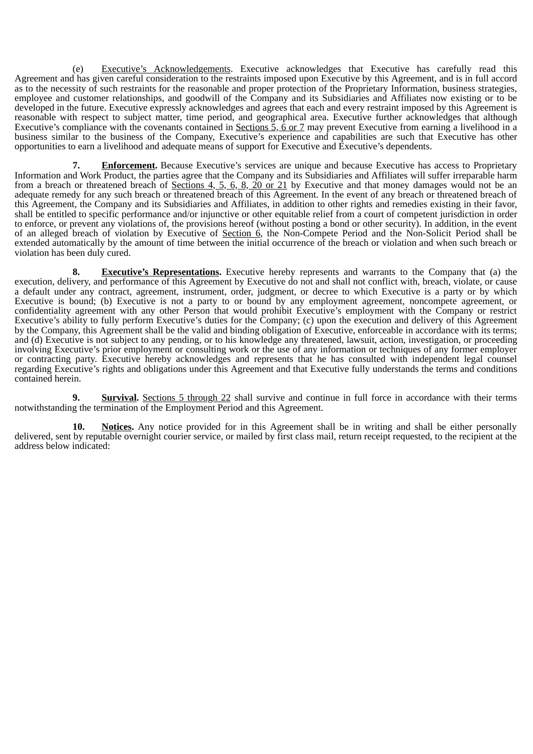(e) Executive's Acknowledgements. Executive acknowledges that Executive has carefully read this Agreement and has given careful consideration to the restraints imposed upon Executive by this Agreement, and is in full accord as to the necessity of such restraints for the reasonable and proper protection of the Proprietary Information, business strategies, employee and customer relationships, and goodwill of the Company and its Subsidiaries and Affiliates now existing or to be developed in the future. Executive expressly acknowledges and agrees that each and every restraint imposed by this Agreement is reasonable with respect to subject matter, time period, and geographical area. Executive further acknowledges that although Executive's compliance with the covenants contained in Sections 5, 6 or 7 may prevent Executive from earning a livelihood in a business similar to the business of the Company, Executive's experience and capabilities are such that Executive has other opportunities to earn a livelihood and adequate means of support for Executive and Executive's dependents.

**7. Enforcement.** Because Executive's services are unique and because Executive has access to Proprietary Information and Work Product, the parties agree that the Company and its Subsidiaries and Affiliates will suffer irreparable harm from a breach or threatened breach of Sections 4, 5, 6, 8, 20 or 21 by Executive and that money damages would not be an adequate remedy for any such breach or threatened breach of this Agreement. In the event of any breach or threatened breach of this Agreement, the Company and its Subsidiaries and Affiliates, in addition to other rights and remedies existing in their favor, shall be entitled to specific performance and/or injunctive or other equitable relief from a court of competent jurisdiction in order to enforce, or prevent any violations of, the provisions hereof (without posting a bond or other security). In addition, in the event of an alleged breach of violation by Executive of Section 6, the Non-Compete Period and the Non-Solicit Period shall be extended automatically by the amount of time between the initial occurrence of the breach or violation and when such breach or violation has been duly cured.

**8. Executive's Representations.** Executive hereby represents and warrants to the Company that (a) the execution, delivery, and performance of this Agreement by Executive do not and shall not conflict with, breach, violate, or cause a default under any contract, agreement, instrument, order, judgment, or decree to which Executive is a party or by which Executive is bound; (b) Executive is not a party to or bound by any employment agreement, noncompete agreement, or confidentiality agreement with any other Person that would prohibit Executive's employment with the Company or restrict Executive's ability to fully perform Executive's duties for the Company; (c) upon the execution and delivery of this Agreement by the Company, this Agreement shall be the valid and binding obligation of Executive, enforceable in accordance with its terms; and (d) Executive is not subject to any pending, or to his knowledge any threatened, lawsuit, action, investigation, or proceeding involving Executive's prior employment or consulting work or the use of any information or techniques of any former employer or contracting party. Executive hereby acknowledges and represents that he has consulted with independent legal counsel regarding Executive's rights and obligations under this Agreement and that Executive fully understands the terms and conditions contained herein.

**9. Survival.** Sections 5 through 22 shall survive and continue in full force in accordance with their terms notwithstanding the termination of the Employment Period and this Agreement.

**10. Notices.** Any notice provided for in this Agreement shall be in writing and shall be either personally delivered, sent by reputable overnight courier service, or mailed by first class mail, return receipt requested, to the recipient at the address below indicated: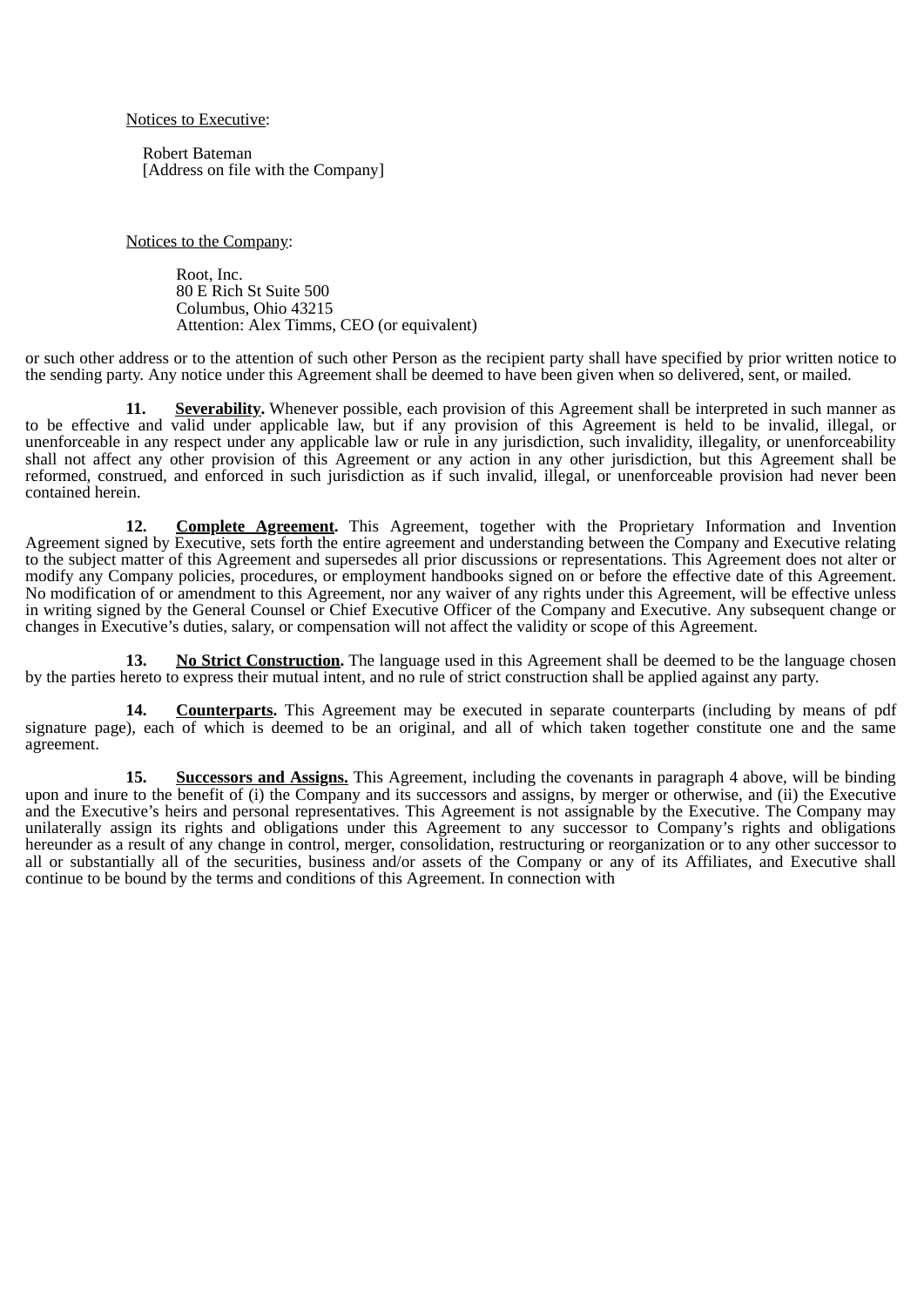Notices to Executive:

Robert Bateman
[Address on file with the Company]

Notices to the Company:

Root, Inc.
80 E Rich St Suite 500
Columbus, Ohio 43215
Attention: Alex Timms, CEO (or equivalent)

or such other address or to the attention of such other Person as the recipient party shall have specified by prior written notice to the sending party. Any notice under this Agreement shall be deemed to have been given when so delivered, sent, or mailed.

**11. Severability.** Whenever possible, each provision of this Agreement shall be interpreted in such manner as to be effective and valid under applicable law, but if any provision of this Agreement is held to be invalid, illegal, or unenforceable in any respect under any applicable law or rule in any jurisdiction, such invalidity, illegality, or unenforceability shall not affect any other provision of this Agreement or any action in any other jurisdiction, but this Agreement shall be reformed, construed, and enforced in such jurisdiction as if such invalid, illegal, or unenforceable provision had never been contained herein.

**12. Complete Agreement.** This Agreement, together with the Proprietary Information and Invention Agreement signed by Executive, sets forth the entire agreement and understanding between the Company and Executive relating to the subject matter of this Agreement and supersedes all prior discussions or representations. This Agreement does not alter or modify any Company policies, procedures, or employment handbooks signed on or before the effective date of this Agreement. No modification of or amendment to this Agreement, nor any waiver of any rights under this Agreement, will be effective unless in writing signed by the General Counsel or Chief Executive Officer of the Company and Executive. Any subsequent change or changes in Executive's duties, salary, or compensation will not affect the validity or scope of this Agreement.

**13. No Strict Construction.** The language used in this Agreement shall be deemed to be the language chosen by the parties hereto to express their mutual intent, and no rule of strict construction shall be applied against any party.

**14. Counterparts.** This Agreement may be executed in separate counterparts (including by means of pdf signature page), each of which is deemed to be an original, and all of which taken together constitute one and the same agreement.

**15. Successors and Assigns.** This Agreement, including the covenants in paragraph 4 above, will be binding upon and inure to the benefit of (i) the Company and its successors and assigns, by merger or otherwise, and (ii) the Executive and the Executive's heirs and personal representatives. This Agreement is not assignable by the Executive. The Company may unilaterally assign its rights and obligations under this Agreement to any successor to Company's rights and obligations hereunder as a result of any change in control, merger, consolidation, restructuring or reorganization or to any other successor to all or substantially all of the securities, business and/or assets of the Company or any of its Affiliates, and Executive shall continue to be bound by the terms and conditions of this Agreement. In connection with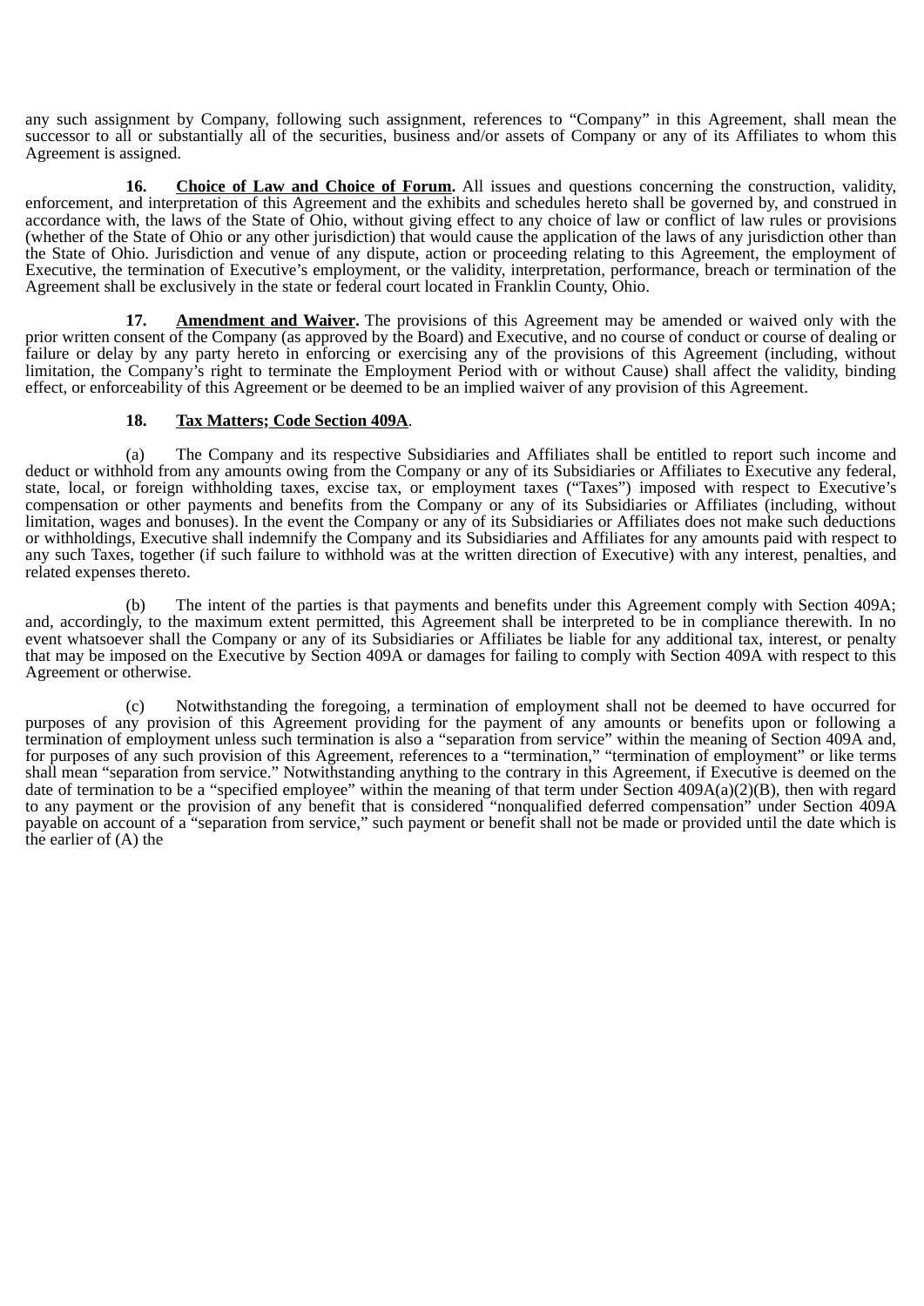any such assignment by Company, following such assignment, references to "Company" in this Agreement, shall mean the successor to all or substantially all of the securities, business and/or assets of Company or any of its Affiliates to whom this Agreement is assigned.

**16. <u>Choice of Law and Choice of Forum</u>.** All issues and questions concerning the construction, validity, enforcement, and interpretation of this Agreement and the exhibits and schedules hereto shall be governed by, and construed in accordance with, the laws of the State of Ohio, without giving effect to any choice of law or conflict of law rules or provisions (whether of the State of Ohio or any other jurisdiction) that would cause the application of the laws of any jurisdiction other than the State of Ohio. Jurisdiction and venue of any dispute, action or proceeding relating to this Agreement, the employment of Executive, the termination of Executive's employment, or the validity, interpretation, performance, breach or termination of the Agreement shall be exclusively in the state or federal court located in Franklin County, Ohio.

**17. <u>Amendment and Waiver</u>.** The provisions of this Agreement may be amended or waived only with the prior written consent of the Company (as approved by the Board) and Executive, and no course of conduct or course of dealing or failure or delay by any party hereto in enforcing or exercising any of the provisions of this Agreement (including, without limitation, the Company's right to terminate the Employment Period with or without Cause) shall affect the validity, binding effect, or enforceability of this Agreement or be deemed to be an implied waiver of any provision of this Agreement.

**18. <u>Tax Matters; Code Section 409A</u>.**

(a) The Company and its respective Subsidiaries and Affiliates shall be entitled to report such income and deduct or withhold from any amounts owing from the Company or any of its Subsidiaries or Affiliates to Executive any federal, state, local, or foreign withholding taxes, excise tax, or employment taxes ("Taxes") imposed with respect to Executive's compensation or other payments and benefits from the Company or any of its Subsidiaries or Affiliates (including, without limitation, wages and bonuses). In the event the Company or any of its Subsidiaries or Affiliates does not make such deductions or withholdings, Executive shall indemnify the Company and its Subsidiaries and Affiliates for any amounts paid with respect to any such Taxes, together (if such failure to withhold was at the written direction of Executive) with any interest, penalties, and related expenses thereto.

(b) The intent of the parties is that payments and benefits under this Agreement comply with Section 409A; and, accordingly, to the maximum extent permitted, this Agreement shall be interpreted to be in compliance therewith. In no event whatsoever shall the Company or any of its Subsidiaries or Affiliates be liable for any additional tax, interest, or penalty that may be imposed on the Executive by Section 409A or damages for failing to comply with Section 409A with respect to this Agreement or otherwise.

(c) Notwithstanding the foregoing, a termination of employment shall not be deemed to have occurred for purposes of any provision of this Agreement providing for the payment of any amounts or benefits upon or following a termination of employment unless such termination is also a "separation from service" within the meaning of Section 409A and, for purposes of any such provision of this Agreement, references to a "termination," "termination of employment" or like terms shall mean "separation from service." Notwithstanding anything to the contrary in this Agreement, if Executive is deemed on the date of termination to be a "specified employee" within the meaning of that term under Section 409A(a)(2)(B), then with regard to any payment or the provision of any benefit that is considered "nonqualified deferred compensation" under Section 409A payable on account of a "separation from service," such payment or benefit shall not be made or provided until the date which is the earlier of (A) the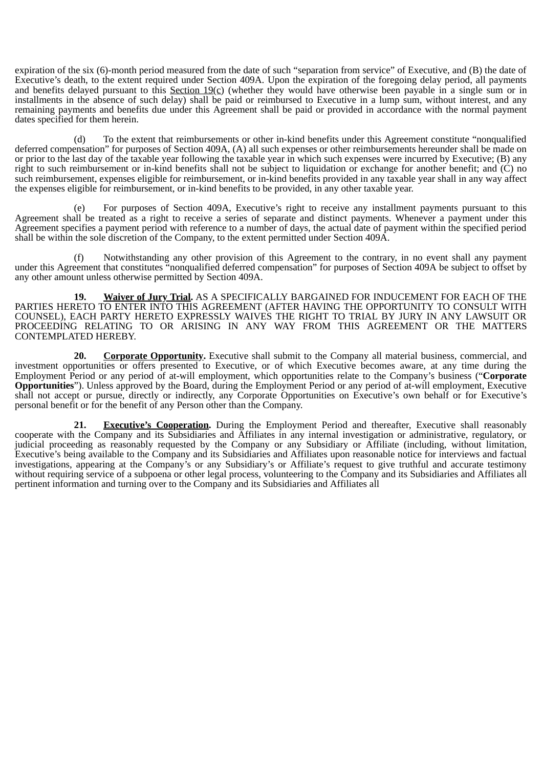expiration of the six (6)-month period measured from the date of such "separation from service" of Executive, and (B) the date of Executive's death, to the extent required under Section 409A. Upon the expiration of the foregoing delay period, all payments and benefits delayed pursuant to this Section 19(c) (whether they would have otherwise been payable in a single sum or in installments in the absence of such delay) shall be paid or reimbursed to Executive in a lump sum, without interest, and any remaining payments and benefits due under this Agreement shall be paid or provided in accordance with the normal payment dates specified for them herein.

(d) To the extent that reimbursements or other in-kind benefits under this Agreement constitute "nonqualified deferred compensation" for purposes of Section 409A, (A) all such expenses or other reimbursements hereunder shall be made on or prior to the last day of the taxable year following the taxable year in which such expenses were incurred by Executive; (B) any right to such reimbursement or in-kind benefits shall not be subject to liquidation or exchange for another benefit; and (C) no such reimbursement, expenses eligible for reimbursement, or in-kind benefits provided in any taxable year shall in any way affect the expenses eligible for reimbursement, or in-kind benefits to be provided, in any other taxable year.

(e) For purposes of Section 409A, Executive's right to receive any installment payments pursuant to this Agreement shall be treated as a right to receive a series of separate and distinct payments. Whenever a payment under this Agreement specifies a payment period with reference to a number of days, the actual date of payment within the specified period shall be within the sole discretion of the Company, to the extent permitted under Section 409A.

(f) Notwithstanding any other provision of this Agreement to the contrary, in no event shall any payment under this Agreement that constitutes "nonqualified deferred compensation" for purposes of Section 409A be subject to offset by any other amount unless otherwise permitted by Section 409A.

**19. Waiver of Jury Trial.** AS A SPECIFICALLY BARGAINED FOR INDUCEMENT FOR EACH OF THE PARTIES HERETO TO ENTER INTO THIS AGREEMENT (AFTER HAVING THE OPPORTUNITY TO CONSULT WITH COUNSEL), EACH PARTY HERETO EXPRESSLY WAIVES THE RIGHT TO TRIAL BY JURY IN ANY LAWSUIT OR PROCEEDING RELATING TO OR ARISING IN ANY WAY FROM THIS AGREEMENT OR THE MATTERS CONTEMPLATED HEREBY.

**20. Corporate Opportunity.** Executive shall submit to the Company all material business, commercial, and investment opportunities or offers presented to Executive, or of which Executive becomes aware, at any time during the Employment Period or any period of at-will employment, which opportunities relate to the Company's business ("**Corporate Opportunities**"). Unless approved by the Board, during the Employment Period or any period of at-will employment, Executive shall not accept or pursue, directly or indirectly, any Corporate Opportunities on Executive's own behalf or for Executive's personal benefit or for the benefit of any Person other than the Company.

**21. Executive's Cooperation.** During the Employment Period and thereafter, Executive shall reasonably cooperate with the Company and its Subsidiaries and Affiliates in any internal investigation or administrative, regulatory, or judicial proceeding as reasonably requested by the Company or any Subsidiary or Affiliate (including, without limitation, Executive's being available to the Company and its Subsidiaries and Affiliates upon reasonable notice for interviews and factual investigations, appearing at the Company's or any Subsidiary's or Affiliate's request to give truthful and accurate testimony without requiring service of a subpoena or other legal process, volunteering to the Company and its Subsidiaries and Affiliates all pertinent information and turning over to the Company and its Subsidiaries and Affiliates all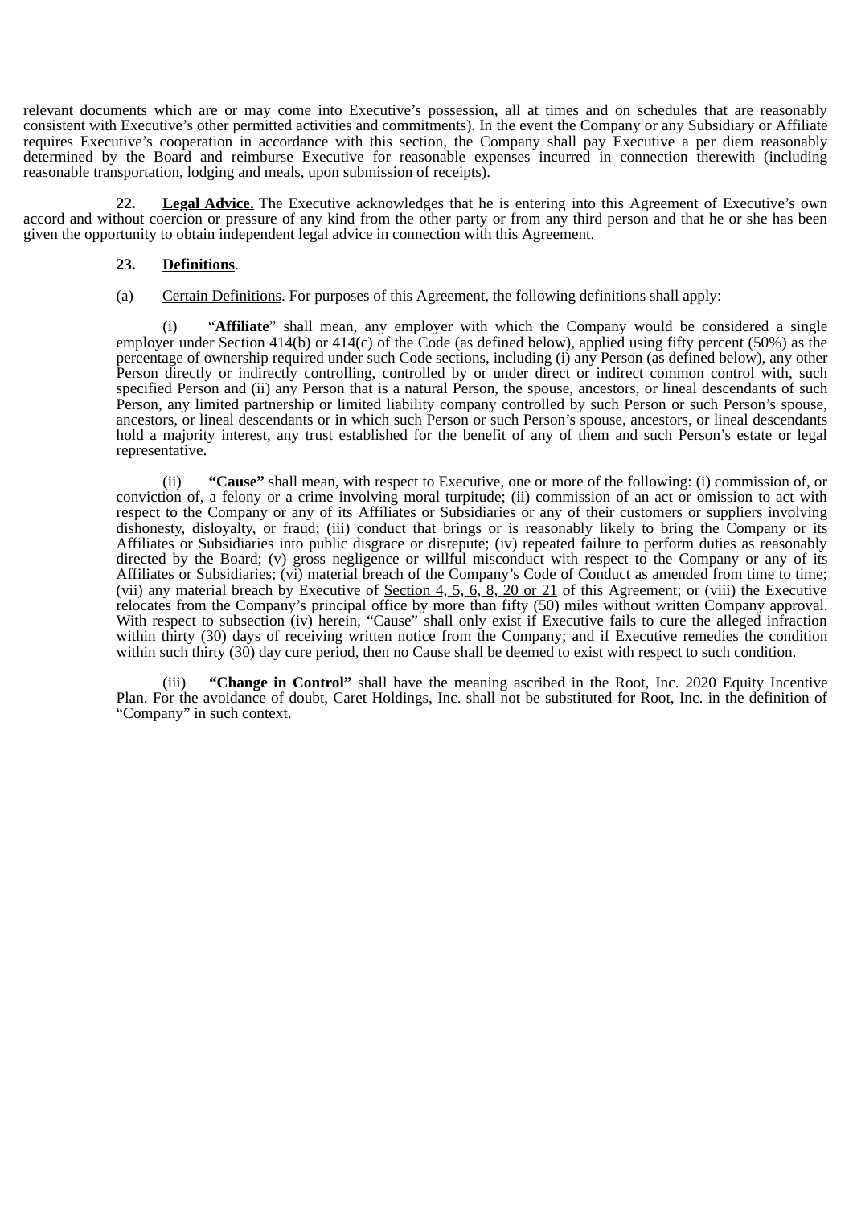relevant documents which are or may come into Executive's possession, all at times and on schedules that are reasonably consistent with Executive's other permitted activities and commitments). In the event the Company or any Subsidiary or Affiliate requires Executive's cooperation in accordance with this section, the Company shall pay Executive a per diem reasonably determined by the Board and reimburse Executive for reasonable expenses incurred in connection therewith (including reasonable transportation, lodging and meals, upon submission of receipts).

**22. Legal Advice.** The Executive acknowledges that he is entering into this Agreement of Executive's own accord and without coercion or pressure of any kind from the other party or from any third person and that he or she has been given the opportunity to obtain independent legal advice in connection with this Agreement.

**23. Definitions**.

(a) Certain Definitions. For purposes of this Agreement, the following definitions shall apply:

(i) "**Affiliate**" shall mean, any employer with which the Company would be considered a single employer under Section 414(b) or 414(c) of the Code (as defined below), applied using fifty percent (50%) as the percentage of ownership required under such Code sections, including (i) any Person (as defined below), any other Person directly or indirectly controlling, controlled by or under direct or indirect common control with, such specified Person and (ii) any Person that is a natural Person, the spouse, ancestors, or lineal descendants of such Person, any limited partnership or limited liability company controlled by such Person or such Person's spouse, ancestors, or lineal descendants or in which such Person or such Person's spouse, ancestors, or lineal descendants hold a majority interest, any trust established for the benefit of any of them and such Person's estate or legal representative.

(ii) **"Cause"** shall mean, with respect to Executive, one or more of the following: (i) commission of, or conviction of, a felony or a crime involving moral turpitude; (ii) commission of an act or omission to act with respect to the Company or any of its Affiliates or Subsidiaries or any of their customers or suppliers involving dishonesty, disloyalty, or fraud; (iii) conduct that brings or is reasonably likely to bring the Company or its Affiliates or Subsidiaries into public disgrace or disrepute; (iv) repeated failure to perform duties as reasonably directed by the Board; (v) gross negligence or willful misconduct with respect to the Company or any of its Affiliates or Subsidiaries; (vi) material breach of the Company's Code of Conduct as amended from time to time; (vii) any material breach by Executive of Section 4, 5, 6, 8, 20 or 21 of this Agreement; or (viii) the Executive relocates from the Company's principal office by more than fifty (50) miles without written Company approval. With respect to subsection (iv) herein, "Cause" shall only exist if Executive fails to cure the alleged infraction within thirty (30) days of receiving written notice from the Company; and if Executive remedies the condition within such thirty (30) day cure period, then no Cause shall be deemed to exist with respect to such condition.

(iii) **"Change in Control"** shall have the meaning ascribed in the Root, Inc. 2020 Equity Incentive Plan. For the avoidance of doubt, Caret Holdings, Inc. shall not be substituted for Root, Inc. in the definition of "Company" in such context.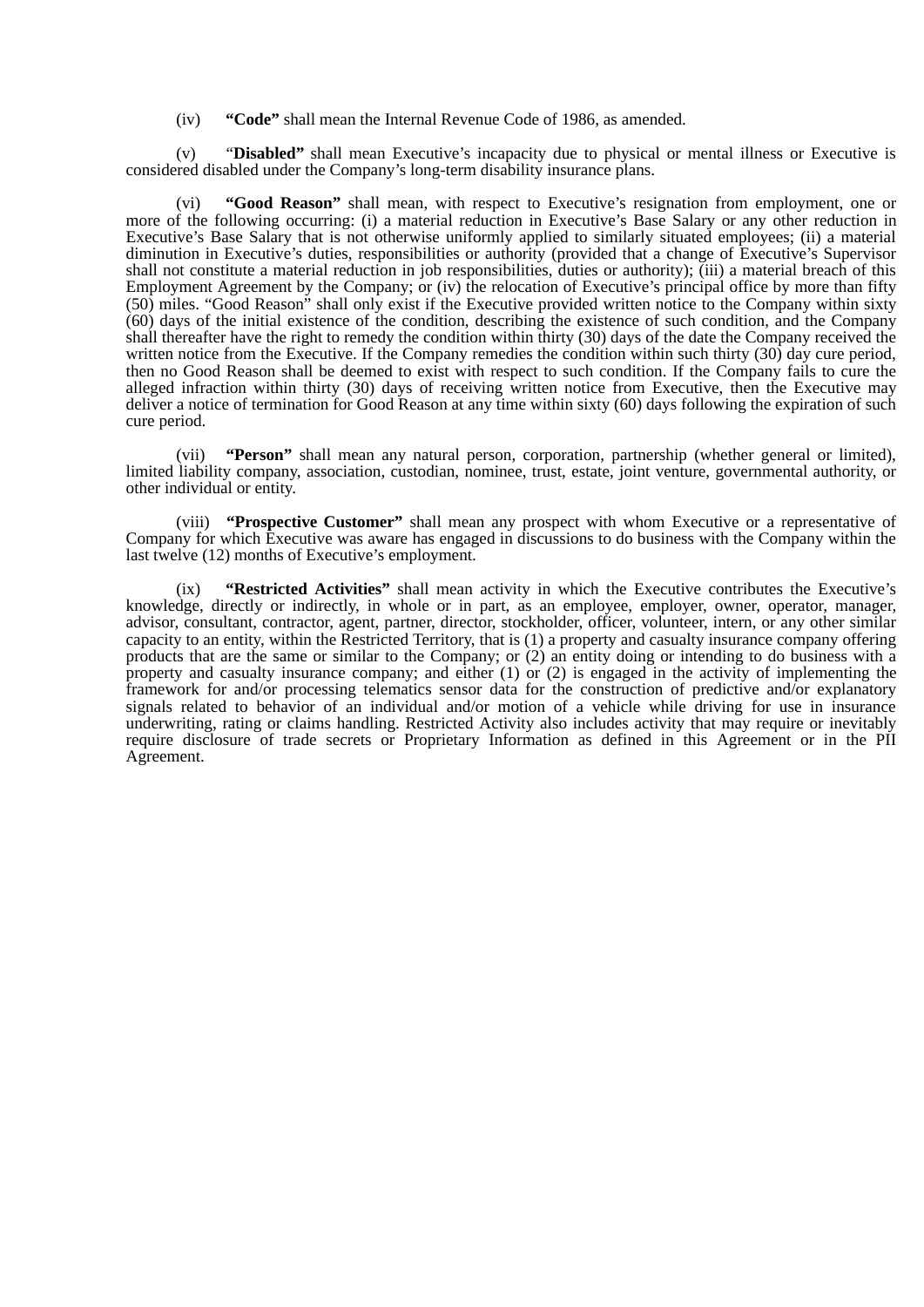(iv) **"Code"** shall mean the Internal Revenue Code of 1986, as amended.

(v) "**Disabled"** shall mean Executive's incapacity due to physical or mental illness or Executive is considered disabled under the Company's long-term disability insurance plans.

(vi) **"Good Reason"** shall mean, with respect to Executive's resignation from employment, one or more of the following occurring: (i) a material reduction in Executive's Base Salary or any other reduction in Executive's Base Salary that is not otherwise uniformly applied to similarly situated employees; (ii) a material diminution in Executive's duties, responsibilities or authority (provided that a change of Executive's Supervisor shall not constitute a material reduction in job responsibilities, duties or authority); (iii) a material breach of this Employment Agreement by the Company; or (iv) the relocation of Executive's principal office by more than fifty (50) miles. "Good Reason" shall only exist if the Executive provided written notice to the Company within sixty (60) days of the initial existence of the condition, describing the existence of such condition, and the Company shall thereafter have the right to remedy the condition within thirty (30) days of the date the Company received the written notice from the Executive. If the Company remedies the condition within such thirty (30) day cure period, then no Good Reason shall be deemed to exist with respect to such condition. If the Company fails to cure the alleged infraction within thirty (30) days of receiving written notice from Executive, then the Executive may deliver a notice of termination for Good Reason at any time within sixty (60) days following the expiration of such cure period.

(vii) **"Person"** shall mean any natural person, corporation, partnership (whether general or limited), limited liability company, association, custodian, nominee, trust, estate, joint venture, governmental authority, or other individual or entity.

(viii) **"Prospective Customer"** shall mean any prospect with whom Executive or a representative of Company for which Executive was aware has engaged in discussions to do business with the Company within the last twelve (12) months of Executive's employment.

(ix) **"Restricted Activities"** shall mean activity in which the Executive contributes the Executive's knowledge, directly or indirectly, in whole or in part, as an employee, employer, owner, operator, manager, advisor, consultant, contractor, agent, partner, director, stockholder, officer, volunteer, intern, or any other similar capacity to an entity, within the Restricted Territory, that is (1) a property and casualty insurance company offering products that are the same or similar to the Company; or (2) an entity doing or intending to do business with a property and casualty insurance company; and either (1) or (2) is engaged in the activity of implementing the framework for and/or processing telematics sensor data for the construction of predictive and/or explanatory signals related to behavior of an individual and/or motion of a vehicle while driving for use in insurance underwriting, rating or claims handling. Restricted Activity also includes activity that may require or inevitably require disclosure of trade secrets or Proprietary Information as defined in this Agreement or in the PII Agreement.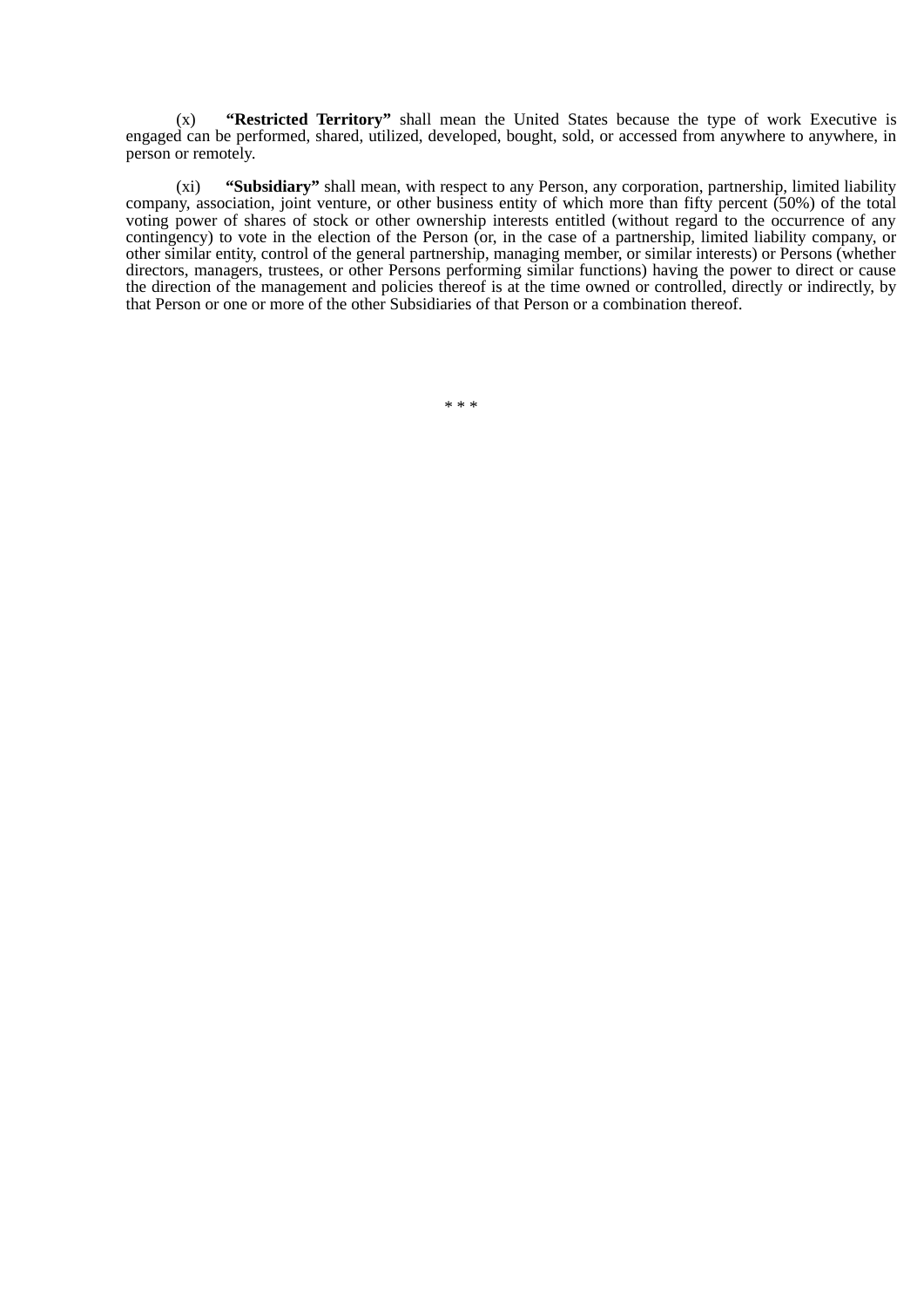(x) **“Restricted Territory”** shall mean the United States because the type of work Executive is engaged can be performed, shared, utilized, developed, bought, sold, or accessed from anywhere to anywhere, in person or remotely.

(xi) **“Subsidiary”** shall mean, with respect to any Person, any corporation, partnership, limited liability company, association, joint venture, or other business entity of which more than fifty percent (50%) of the total voting power of shares of stock or other ownership interests entitled (without regard to the occurrence of any contingency) to vote in the election of the Person (or, in the case of a partnership, limited liability company, or other similar entity, control of the general partnership, managing member, or similar interests) or Persons (whether directors, managers, trustees, or other Persons performing similar functions) having the power to direct or cause the direction of the management and policies thereof is at the time owned or controlled, directly or indirectly, by that Person or one or more of the other Subsidiaries of that Person or a combination thereof.

* * *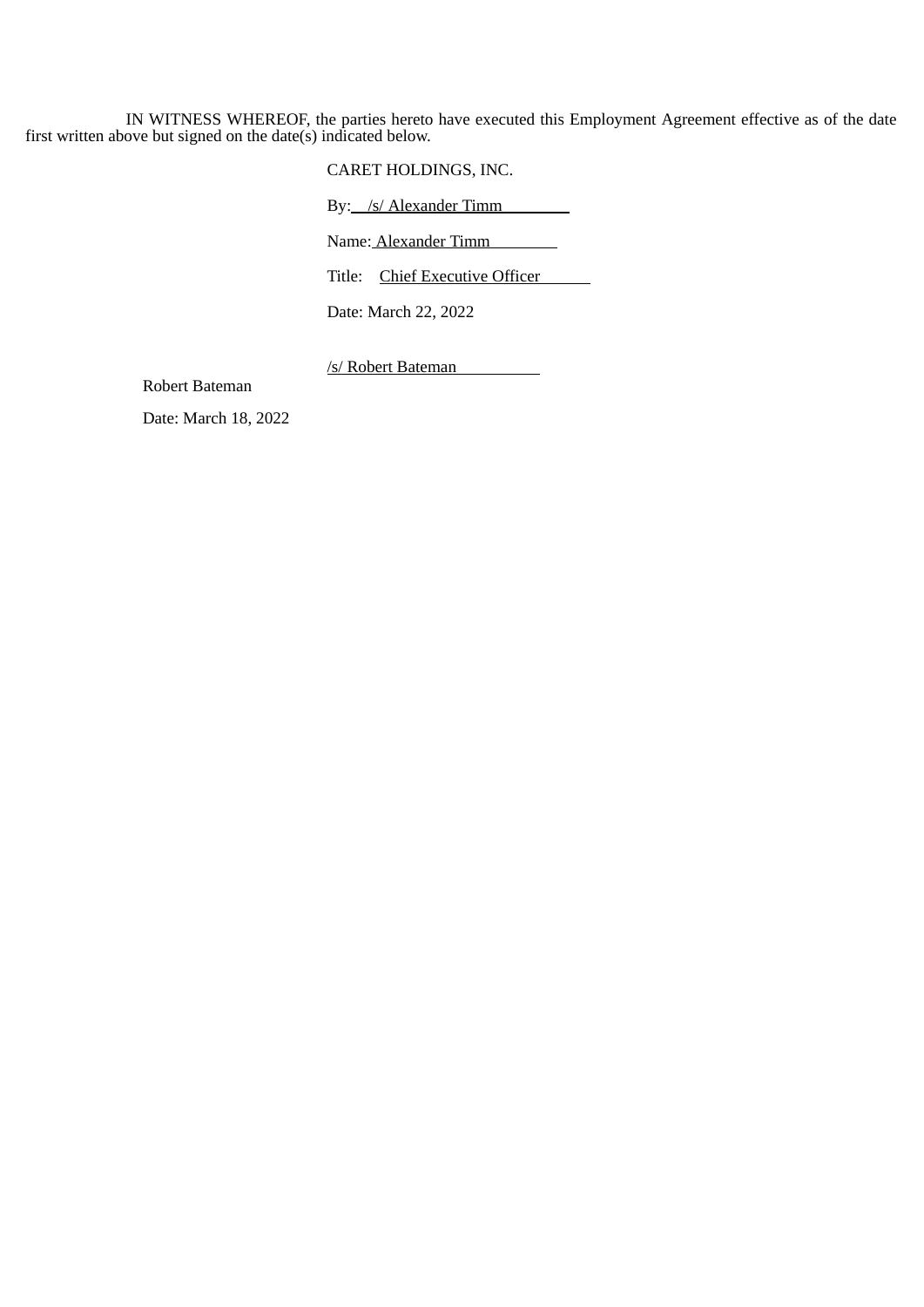IN WITNESS WHEREOF, the parties hereto have executed this Employment Agreement effective as of the date first written above but signed on the date(s) indicated below.

CARET HOLDINGS, INC.

By: /s/ Alexander Timm

Name: Alexander Timm

Title: Chief Executive Officer

Date: March 22, 2022

/s/ Robert Bateman

Robert Bateman

Date: March 18, 2022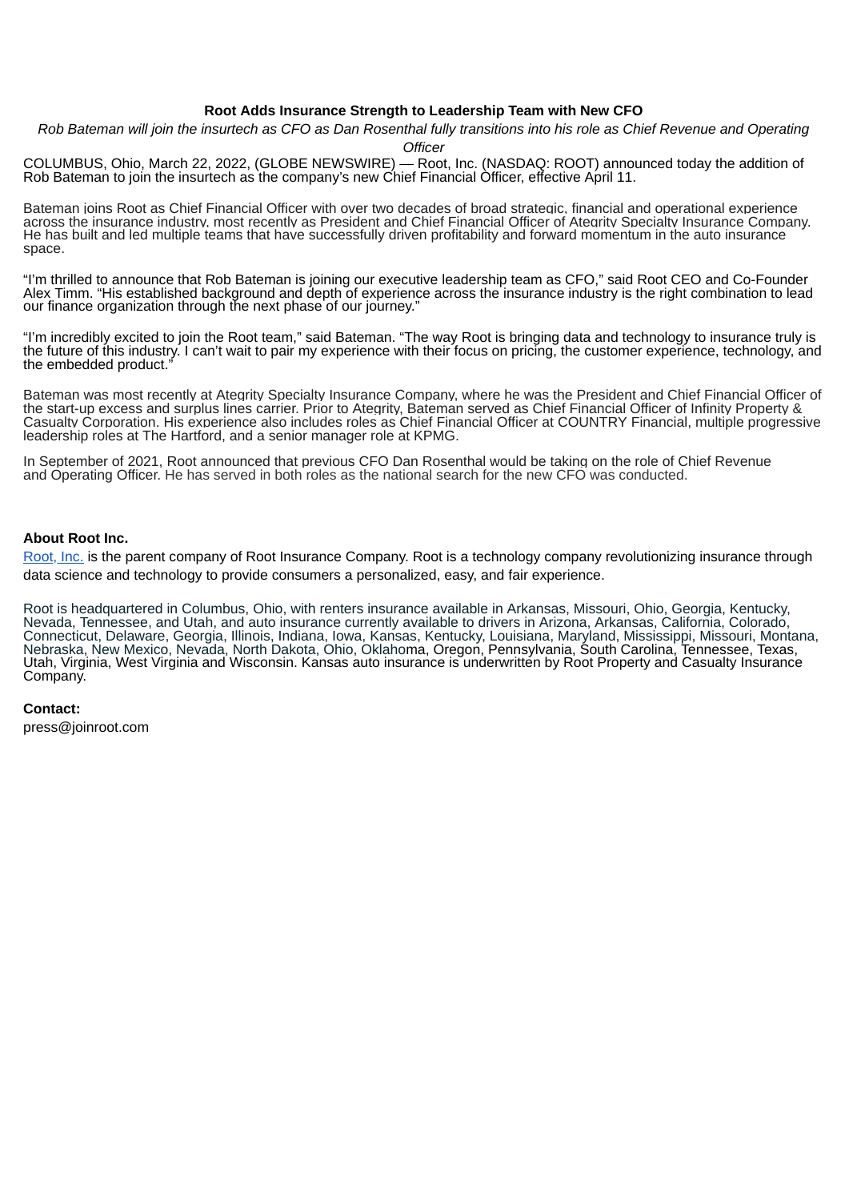**Root Adds Insurance Strength to Leadership Team with New CFO**

*Rob Bateman will join the insurtech as CFO as Dan Rosenthal fully transitions into his role as Chief Revenue and Operating Officer*

COLUMBUS, Ohio, March 22, 2022, (GLOBE NEWSWIRE) — Root, Inc. (NASDAQ: ROOT) announced today the addition of Rob Bateman to join the insurtech as the company's new Chief Financial Officer, effective April 11.

Bateman joins Root as Chief Financial Officer with over two decades of broad strategic, financial and operational experience across the insurance industry, most recently as President and Chief Financial Officer of Ategrity Specialty Insurance Company. He has built and led multiple teams that have successfully driven profitability and forward momentum in the auto insurance space.

"I'm thrilled to announce that Rob Bateman is joining our executive leadership team as CFO," said Root CEO and Co-Founder Alex Timm. "His established background and depth of experience across the insurance industry is the right combination to lead our finance organization through the next phase of our journey."

"I'm incredibly excited to join the Root team," said Bateman. "The way Root is bringing data and technology to insurance truly is the future of this industry. I can't wait to pair my experience with their focus on pricing, the customer experience, technology, and the embedded product."

Bateman was most recently at Ategrity Specialty Insurance Company, where he was the President and Chief Financial Officer of the start-up excess and surplus lines carrier. Prior to Ategrity, Bateman served as Chief Financial Officer of Infinity Property & Casualty Corporation. His experience also includes roles as Chief Financial Officer at COUNTRY Financial, multiple progressive leadership roles at The Hartford, and a senior manager role at KPMG.

In September of 2021, Root announced that previous CFO Dan Rosenthal would be taking on the role of Chief Revenue and Operating Officer. He has served in both roles as the national search for the new CFO was conducted.

**About Root Inc.**

Root, Inc. is the parent company of Root Insurance Company. Root is a technology company revolutionizing insurance through data science and technology to provide consumers a personalized, easy, and fair experience.

Root is headquartered in Columbus, Ohio, with renters insurance available in Arkansas, Missouri, Ohio, Georgia, Kentucky, Nevada, Tennessee, and Utah, and auto insurance currently available to drivers in Arizona, Arkansas, California, Colorado, Connecticut, Delaware, Georgia, Illinois, Indiana, Iowa, Kansas, Kentucky, Louisiana, Maryland, Mississippi, Missouri, Montana, Nebraska, New Mexico, Nevada, North Dakota, Ohio, Oklahoma, Oregon, Pennsylvania, South Carolina, Tennessee, Texas, Utah, Virginia, West Virginia and Wisconsin. Kansas auto insurance is underwritten by Root Property and Casualty Insurance Company.

**Contact:**

press@joinroot.com